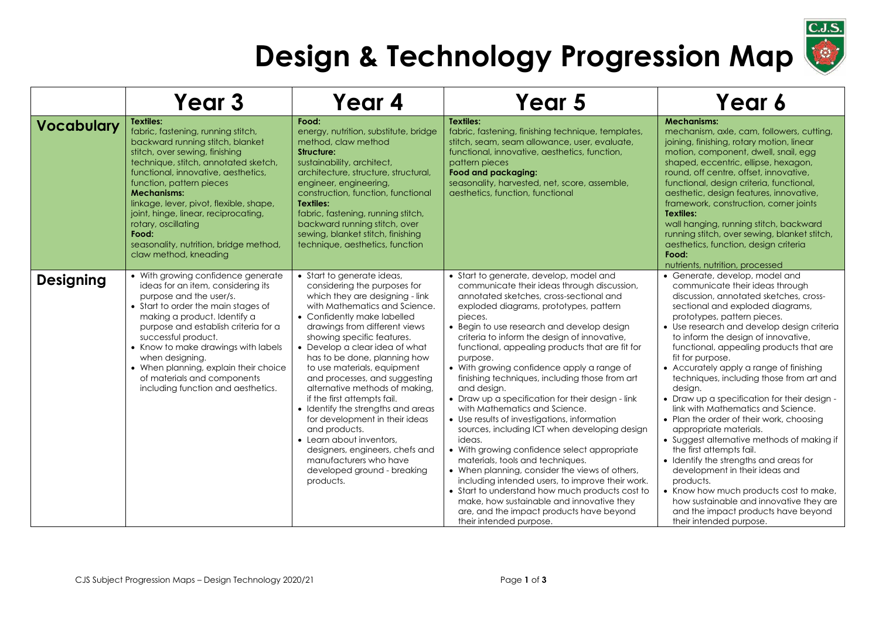# Design & Technology Progression Map

| | Year 3 | Year 4 | Year 5 | Year 6 |
|---|---|---|---|---|
| **Vocabulary** | **Textiles:** fabric, fastening, running stitch, backward running stitch, blanket stitch, over sewing, finishing technique, stitch, annotated sketch, functional, innovative, aesthetics, function, pattern pieces<br>**Mechanisms:** linkage, lever, pivot, flexible, shape, joint, hinge, linear, reciprocating, rotary, oscillating<br>**Food:** seasonality, nutrition, bridge method, claw method, kneading | **Food:** energy, nutrition, substitute, bridge method, claw method<br>**Structure:** sustainability, architect, architecture, structure, structural, engineer, engineering, construction, function, functional<br>**Textiles:** fabric, fastening, running stitch, backward running stitch, over sewing, blanket stitch, finishing technique, aesthetics, function | **Textiles:** fabric, fastening, finishing technique, templates, stitch, seam, seam allowance, user, evaluate, functional, innovative, aesthetics, function, pattern pieces<br>**Food and packaging:** seasonality, harvested, net, score, assemble, aesthetics, function, functional | **Mechanisms:** mechanism, axle, cam, followers, cutting, joining, finishing, rotary motion, linear motion, component, dwell, snail, egg shaped, eccentric, ellipse, hexagon, round, off centre, offset, innovative, functional, design criteria, functional, aesthetic, design features, innovative, framework, construction, corner joints<br>**Textiles:** wall hanging, running stitch, backward running stitch, over sewing, blanket stitch, aesthetics, function, design criteria<br>**Food:** nutrients, nutrition, processed |
| **Designing** | • With growing confidence generate ideas for an item, considering its purpose and the user/s.<br>• Start to order the main stages of making a product. Identify a purpose and establish criteria for a successful product.<br>• Know to make drawings with labels when designing.<br>• When planning, explain their choice of materials and components including function and aesthetics. | • Start to generate ideas, considering the purposes for which they are designing - link with Mathematics and Science.<br>• Confidently make labelled drawings from different views showing specific features.<br>• Develop a clear idea of what has to be done, planning how to use materials, equipment and processes, and suggesting alternative methods of making, if the first attempts fail.<br>• Identify the strengths and areas for development in their ideas and products.<br>• Learn about inventors, designers, engineers, chefs and manufacturers who have developed ground - breaking products. | • Start to generate, develop, model and communicate their ideas through discussion, annotated sketches, cross-sectional and exploded diagrams, prototypes, pattern pieces.<br>• Begin to use research and develop design criteria to inform the design of innovative, functional, appealing products that are fit for purpose.<br>• With growing confidence apply a range of finishing techniques, including those from art and design.<br>• Draw up a specification for their design - link with Mathematics and Science.<br>• Use results of investigations, information sources, including ICT when developing design ideas.<br>• With growing confidence select appropriate materials, tools and techniques.<br>• When planning, consider the views of others, including intended users, to improve their work.<br>• Start to understand how much products cost to make, how sustainable and innovative they are, and the impact products have beyond their intended purpose. | • Generate, develop, model and communicate their ideas through discussion, annotated sketches, cross-sectional and exploded diagrams, prototypes, pattern pieces.<br>• Use research and develop design criteria to inform the design of innovative, functional, appealing products that are fit for purpose.<br>• Accurately apply a range of finishing techniques, including those from art and design.<br>• Draw up a specification for their design - link with Mathematics and Science.<br>• Plan the order of their work, choosing appropriate materials.<br>• Suggest alternative methods of making if the first attempts fail.<br>• Identify the strengths and areas for development in their ideas and products.<br>• Know how much products cost to make, how sustainable and innovative they are and the impact products have beyond their intended purpose. |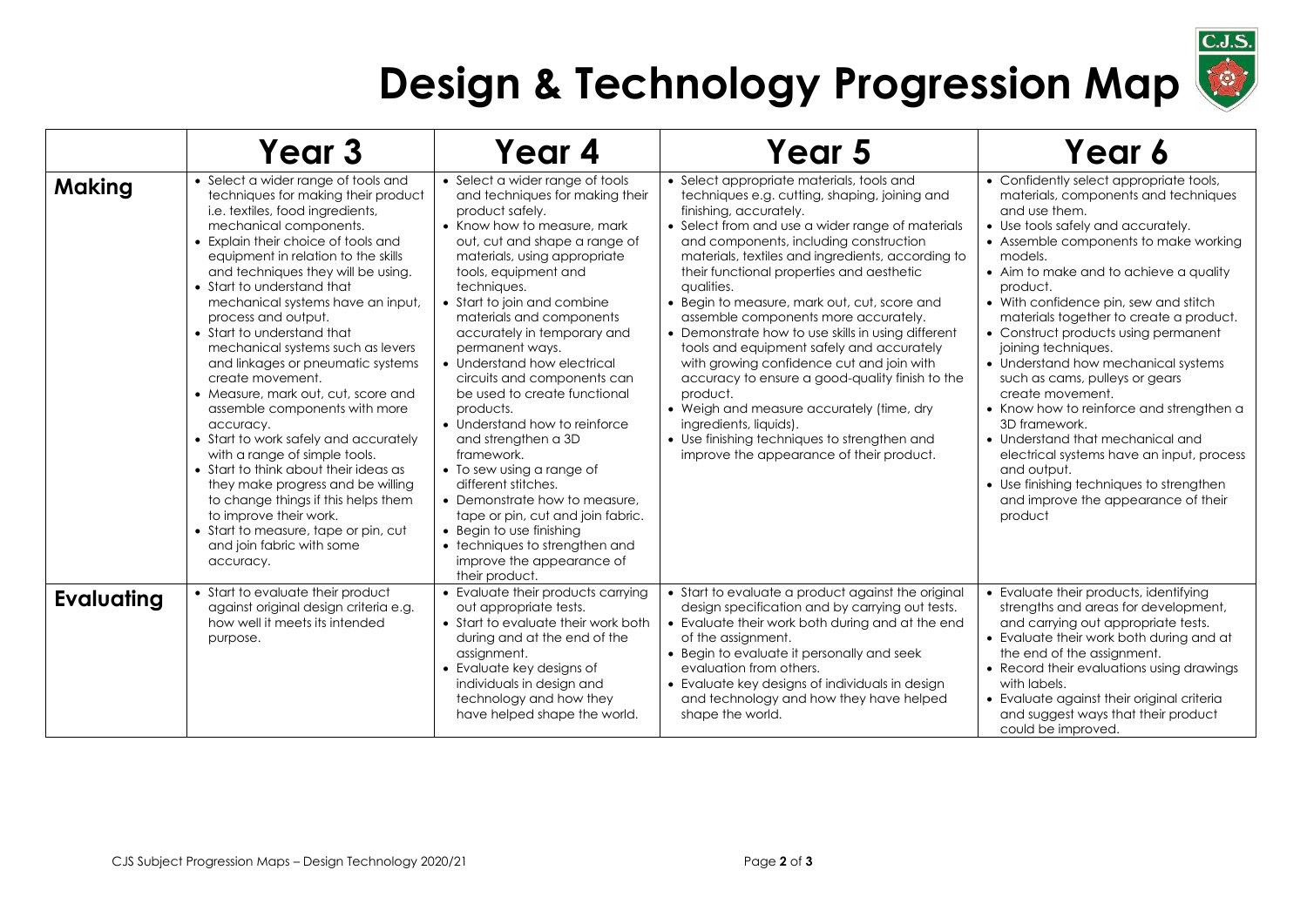# Design & Technology Progression Map

| | Year 3 | Year 4 | Year 5 | Year 6 |
|---|---|---|---|---|
| **Making** | • Select a wider range of tools and techniques for making their product i.e. textiles, food ingredients, mechanical components.<br>• Explain their choice of tools and equipment in relation to the skills and techniques they will be using.<br>• Start to understand that mechanical systems have an input, process and output.<br>• Start to understand that mechanical systems such as levers and linkages or pneumatic systems create movement.<br>• Measure, mark out, cut, score and assemble components with more accuracy.<br>• Start to work safely and accurately with a range of simple tools.<br>• Start to think about their ideas as they make progress and be willing to change things if this helps them to improve their work.<br>• Start to measure, tape or pin, cut and join fabric with some accuracy. | • Select a wider range of tools and techniques for making their product safely.<br>• Know how to measure, mark out, cut and shape a range of materials, using appropriate tools, equipment and techniques.<br>• Start to join and combine materials and components accurately in temporary and permanent ways.<br>• Understand how electrical circuits and components can be used to create functional products.<br>• Understand how to reinforce and strengthen a 3D framework.<br>• To sew using a range of different stitches.<br>• Demonstrate how to measure, tape or pin, cut and join fabric.<br>• Begin to use finishing<br>• techniques to strengthen and improve the appearance of their product. | • Select appropriate materials, tools and techniques e.g. cutting, shaping, joining and finishing, accurately.<br>• Select from and use a wider range of materials and components, including construction materials, textiles and ingredients, according to their functional properties and aesthetic qualities.<br>• Begin to measure, mark out, cut, score and assemble components more accurately.<br>• Demonstrate how to use skills in using different tools and equipment safely and accurately with growing confidence cut and join with accuracy to ensure a good-quality finish to the product.<br>• Weigh and measure accurately (time, dry ingredients, liquids).<br>• Use finishing techniques to strengthen and improve the appearance of their product. | • Confidently select appropriate tools, materials, components and techniques and use them.<br>• Use tools safely and accurately.<br>• Assemble components to make working models.<br>• Aim to make and to achieve a quality product.<br>• With confidence pin, sew and stitch materials together to create a product.<br>• Construct products using permanent joining techniques.<br>• Understand how mechanical systems such as cams, pulleys or gears create movement.<br>• Know how to reinforce and strengthen a 3D framework.<br>• Understand that mechanical and electrical systems have an input, process and output.<br>• Use finishing techniques to strengthen and improve the appearance of their product |
| **Evaluating** | • Start to evaluate their product against original design criteria e.g. how well it meets its intended purpose. | • Evaluate their products carrying out appropriate tests.<br>• Start to evaluate their work both during and at the end of the assignment.<br>• Evaluate key designs of individuals in design and technology and how they have helped shape the world. | • Start to evaluate a product against the original design specification and by carrying out tests.<br>• Evaluate their work both during and at the end of the assignment.<br>• Begin to evaluate it personally and seek evaluation from others.<br>• Evaluate key designs of individuals in design and technology and how they have helped shape the world. | • Evaluate their products, identifying strengths and areas for development, and carrying out appropriate tests.<br>• Evaluate their work both during and at the end of the assignment.<br>• Record their evaluations using drawings with labels.<br>• Evaluate against their original criteria and suggest ways that their product could be improved. |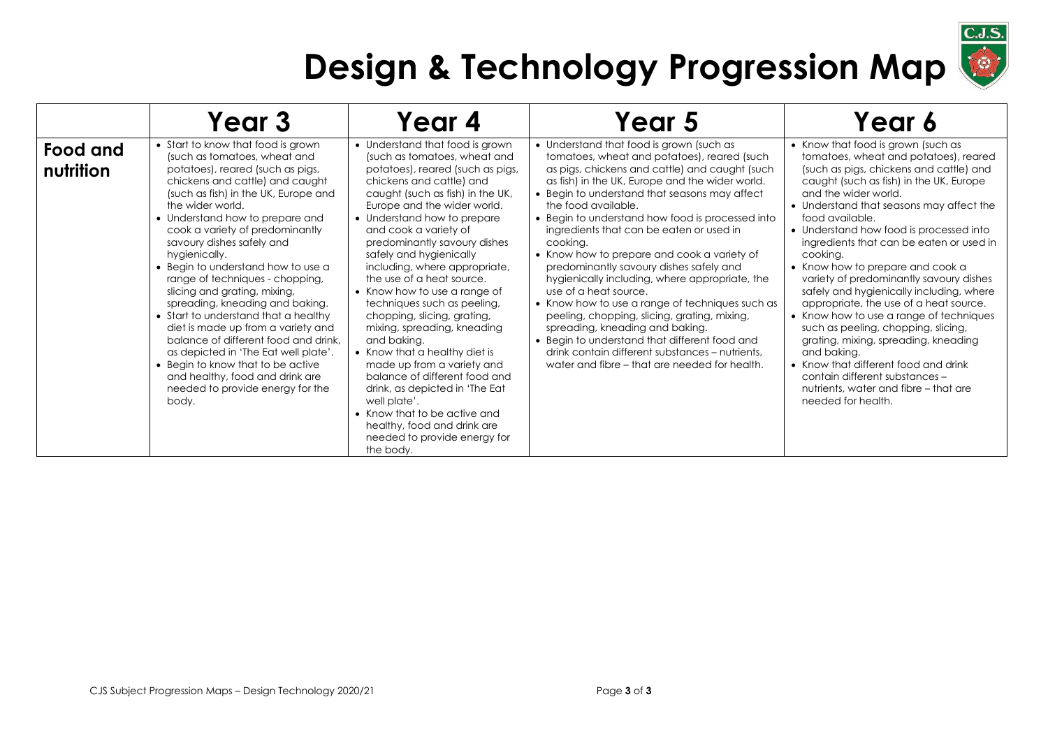# Design & Technology Progression Map

| | Year 3 | Year 4 | Year 5 | Year 6 |
|---|---|---|---|---|
| **Food and nutrition** | • Start to know that food is grown (such as tomatoes, wheat and potatoes), reared (such as pigs, chickens and cattle) and caught (such as fish) in the UK, Europe and the wider world.<br>• Understand how to prepare and cook a variety of predominantly savoury dishes safely and hygienically.<br>• Begin to understand how to use a range of techniques - chopping, slicing and grating, mixing, spreading, kneading and baking.<br>• Start to understand that a healthy diet is made up from a variety and balance of different food and drink, as depicted in 'The Eat well plate'.<br>• Begin to know that to be active and healthy, food and drink are needed to provide energy for the body. | • Understand that food is grown (such as tomatoes, wheat and potatoes), reared (such as pigs, chickens and cattle) and caught (such as fish) in the UK, Europe and the wider world.<br>• Understand how to prepare and cook a variety of predominantly savoury dishes safely and hygienically including, where appropriate, the use of a heat source.<br>• Know how to use a range of techniques such as peeling, chopping, slicing, grating, mixing, spreading, kneading and baking.<br>• Know that a healthy diet is made up from a variety and balance of different food and drink, as depicted in 'The Eat well plate'.<br>• Know that to be active and healthy, food and drink are needed to provide energy for the body. | • Understand that food is grown (such as tomatoes, wheat and potatoes), reared (such as pigs, chickens and cattle) and caught (such as fish) in the UK, Europe and the wider world.<br>• Begin to understand that seasons may affect the food available.<br>• Begin to understand how food is processed into ingredients that can be eaten or used in cooking.<br>• Know how to prepare and cook a variety of predominantly savoury dishes safely and hygienically including, where appropriate, the use of a heat source.<br>• Know how to use a range of techniques such as peeling, chopping, slicing, grating, mixing, spreading, kneading and baking.<br>• Begin to understand that different food and drink contain different substances – nutrients, water and fibre – that are needed for health. | • Know that food is grown (such as tomatoes, wheat and potatoes), reared (such as pigs, chickens and cattle) and caught (such as fish) in the UK, Europe and the wider world.<br>• Understand that seasons may affect the food available.<br>• Understand how food is processed into ingredients that can be eaten or used in cooking.<br>• Know how to prepare and cook a variety of predominantly savoury dishes safely and hygienically including, where appropriate, the use of a heat source.<br>• Know how to use a range of techniques such as peeling, chopping, slicing, grating, mixing, spreading, kneading and baking.<br>• Know that different food and drink contain different substances – nutrients, water and fibre – that are needed for health. |